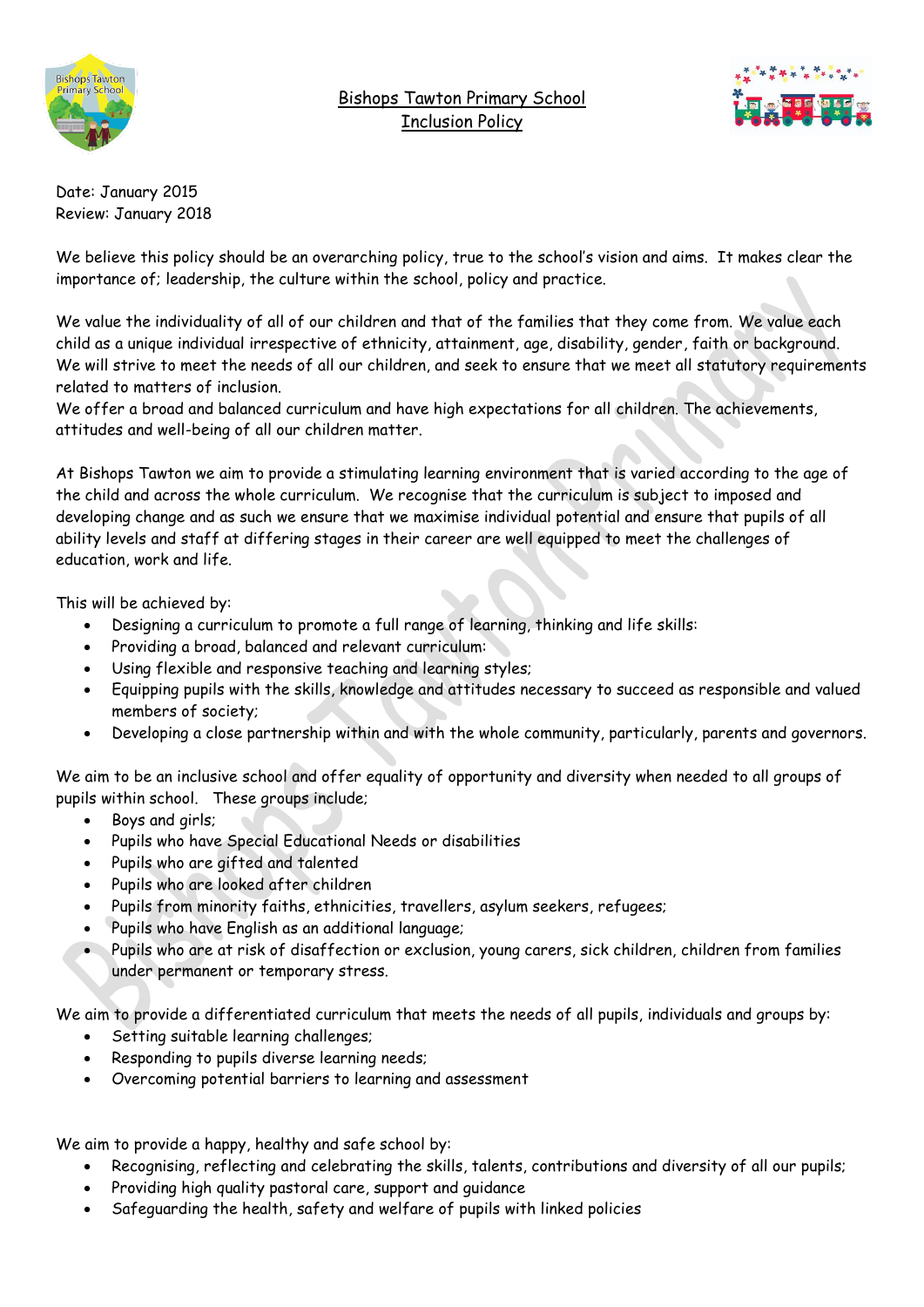# Bishops Tawton Primary School
## Inclusion Policy

Date: January 2015
Review: January 2018

We believe this policy should be an overarching policy, true to the school's vision and aims. It makes clear the importance of; leadership, the culture within the school, policy and practice.

We value the individuality of all of our children and that of the families that they come from. We value each child as a unique individual irrespective of ethnicity, attainment, age, disability, gender, faith or background. We will strive to meet the needs of all our children, and seek to ensure that we meet all statutory requirements related to matters of inclusion.
We offer a broad and balanced curriculum and have high expectations for all children. The achievements, attitudes and well-being of all our children matter.

At Bishops Tawton we aim to provide a stimulating learning environment that is varied according to the age of the child and across the whole curriculum. We recognise that the curriculum is subject to imposed and developing change and as such we ensure that we maximise individual potential and ensure that pupils of all ability levels and staff at differing stages in their career are well equipped to meet the challenges of education, work and life.

This will be achieved by:

- Designing a curriculum to promote a full range of learning, thinking and life skills:
- Providing a broad, balanced and relevant curriculum:
- Using flexible and responsive teaching and learning styles;
- Equipping pupils with the skills, knowledge and attitudes necessary to succeed as responsible and valued members of society;
- Developing a close partnership within and with the whole community, particularly, parents and governors.

We aim to be an inclusive school and offer equality of opportunity and diversity when needed to all groups of pupils within school. These groups include;

- Boys and girls;
- Pupils who have Special Educational Needs or disabilities
- Pupils who are gifted and talented
- Pupils who are looked after children
- Pupils from minority faiths, ethnicities, travellers, asylum seekers, refugees;
- Pupils who have English as an additional language;
- Pupils who are at risk of disaffection or exclusion, young carers, sick children, children from families under permanent or temporary stress.

We aim to provide a differentiated curriculum that meets the needs of all pupils, individuals and groups by:

- Setting suitable learning challenges;
- Responding to pupils diverse learning needs;
- Overcoming potential barriers to learning and assessment

We aim to provide a happy, healthy and safe school by:

- Recognising, reflecting and celebrating the skills, talents, contributions and diversity of all our pupils;
- Providing high quality pastoral care, support and guidance
- Safeguarding the health, safety and welfare of pupils with linked policies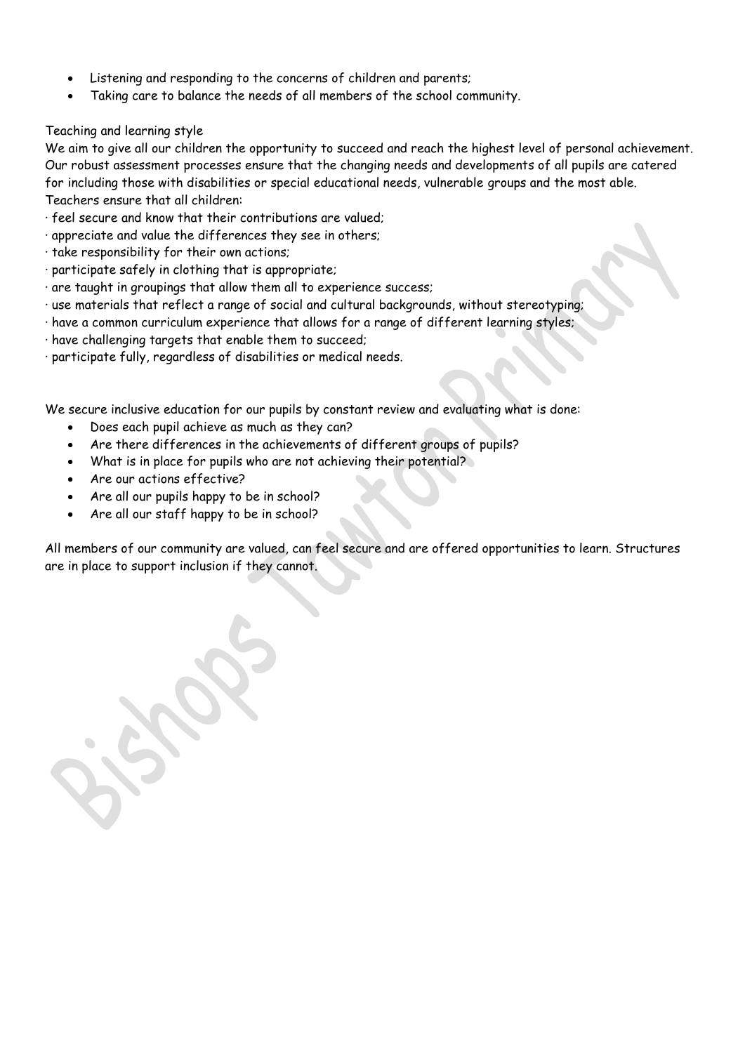- Listening and responding to the concerns of children and parents;
- Taking care to balance the needs of all members of the school community.

Teaching and learning style

We aim to give all our children the opportunity to succeed and reach the highest level of personal achievement. Our robust assessment processes ensure that the changing needs and developments of all pupils are catered for including those with disabilities or special educational needs, vulnerable groups and the most able.

Teachers ensure that all children:

· feel secure and know that their contributions are valued;
· appreciate and value the differences they see in others;
· take responsibility for their own actions;
· participate safely in clothing that is appropriate;
· are taught in groupings that allow them all to experience success;
· use materials that reflect a range of social and cultural backgrounds, without stereotyping;
· have a common curriculum experience that allows for a range of different learning styles;
· have challenging targets that enable them to succeed;
· participate fully, regardless of disabilities or medical needs.

We secure inclusive education for our pupils by constant review and evaluating what is done:

- Does each pupil achieve as much as they can?
- Are there differences in the achievements of different groups of pupils?
- What is in place for pupils who are not achieving their potential?
- Are our actions effective?
- Are all our pupils happy to be in school?
- Are all our staff happy to be in school?

All members of our community are valued, can feel secure and are offered opportunities to learn. Structures are in place to support inclusion if they cannot.